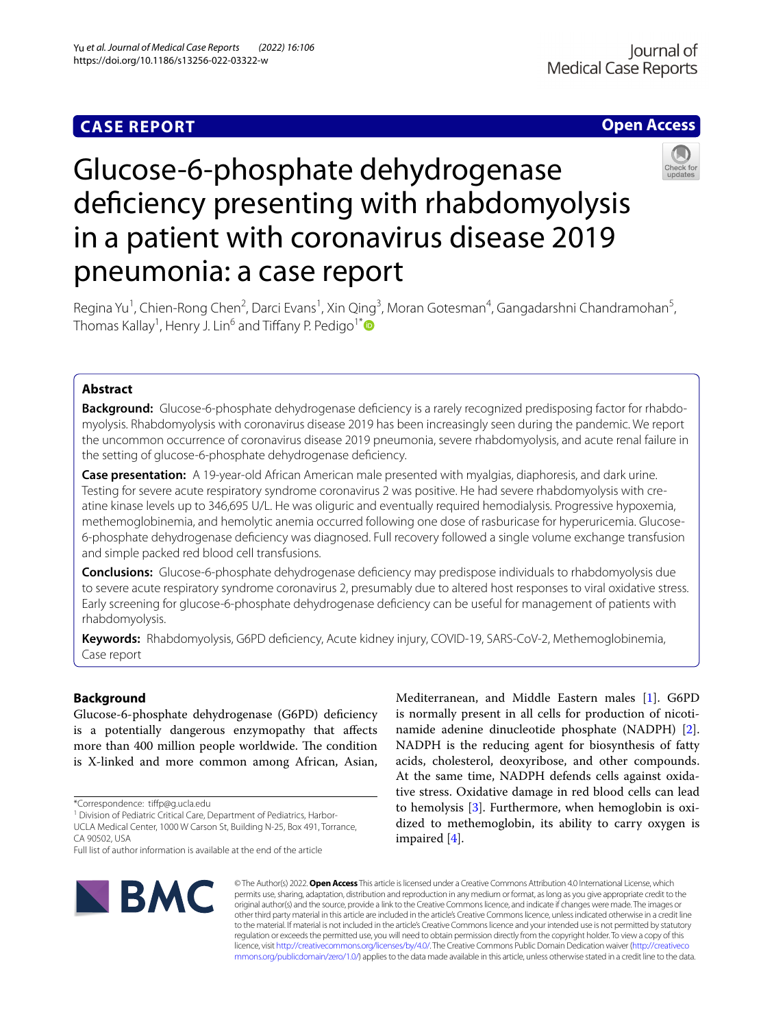CASE REPORT

Open Access

# Glucose-6-phosphate dehydrogenase deficiency presenting with rhabdomyolysis in a patient with coronavirus disease 2019 pneumonia: a case report

Regina Yu[1], Chien-Rong Chen[2], Darci Evans[1], Xin Qing[3], Moran Gotesman[4], Gangadarshni Chandramohan[5], Thomas Kallay[1], Henry J. Lin[6] and Tiffany P. Pedigo[1*]

## Abstract

**Background:** Glucose-6-phosphate dehydrogenase deficiency is a rarely recognized predisposing factor for rhabdomyolysis. Rhabdomyolysis with coronavirus disease 2019 has been increasingly seen during the pandemic. We report the uncommon occurrence of coronavirus disease 2019 pneumonia, severe rhabdomyolysis, and acute renal failure in the setting of glucose-6-phosphate dehydrogenase deficiency.

**Case presentation:** A 19-year-old African American male presented with myalgias, diaphoresis, and dark urine. Testing for severe acute respiratory syndrome coronavirus 2 was positive. He had severe rhabdomyolysis with creatine kinase levels up to 346,695 U/L. He was oliguric and eventually required hemodialysis. Progressive hypoxemia, methemoglobinemia, and hemolytic anemia occurred following one dose of rasburicase for hyperuricemia. Glucose-6-phosphate dehydrogenase deficiency was diagnosed. Full recovery followed a single volume exchange transfusion and simple packed red blood cell transfusions.

**Conclusions:** Glucose-6-phosphate dehydrogenase deficiency may predispose individuals to rhabdomyolysis due to severe acute respiratory syndrome coronavirus 2, presumably due to altered host responses to viral oxidative stress. Early screening for glucose-6-phosphate dehydrogenase deficiency can be useful for management of patients with rhabdomyolysis.

**Keywords:** Rhabdomyolysis, G6PD deficiency, Acute kidney injury, COVID-19, SARS-CoV-2, Methemoglobinemia, Case report

## Background

Glucose-6-phosphate dehydrogenase (G6PD) deficiency is a potentially dangerous enzymopathy that affects more than 400 million people worldwide. The condition is X-linked and more common among African, Asian, Mediterranean, and Middle Eastern males [1]. G6PD is normally present in all cells for production of nicotinamide adenine dinucleotide phosphate (NADPH) [2]. NADPH is the reducing agent for biosynthesis of fatty acids, cholesterol, deoxyribose, and other compounds. At the same time, NADPH defends cells against oxidative stress. Oxidative damage in red blood cells can lead to hemolysis [3]. Furthermore, when hemoglobin is oxidized to methemoglobin, its ability to carry oxygen is impaired [4].

*Correspondence: tiffp@g.ucla.edu

[1] Division of Pediatric Critical Care, Department of Pediatrics, Harbor-UCLA Medical Center, 1000 W Carson St, Building N-25, Box 491, Torrance, CA 90502, USA

Full list of author information is available at the end of the article

© The Author(s) 2022. **Open Access** This article is licensed under a Creative Commons Attribution 4.0 International License, which permits use, sharing, adaptation, distribution and reproduction in any medium or format, as long as you give appropriate credit to the original author(s) and the source, provide a link to the Creative Commons licence, and indicate if changes were made. The images or other third party material in this article are included in the article's Creative Commons licence, unless indicated otherwise in a credit line to the material. If material is not included in the article's Creative Commons licence and your intended use is not permitted by statutory regulation or exceeds the permitted use, you will need to obtain permission directly from the copyright holder. To view a copy of this licence, visit http://creativecommons.org/licenses/by/4.0/. The Creative Commons Public Domain Dedication waiver (http://creativecommons.org/publicdomain/zero/1.0/) applies to the data made available in this article, unless otherwise stated in a credit line to the data.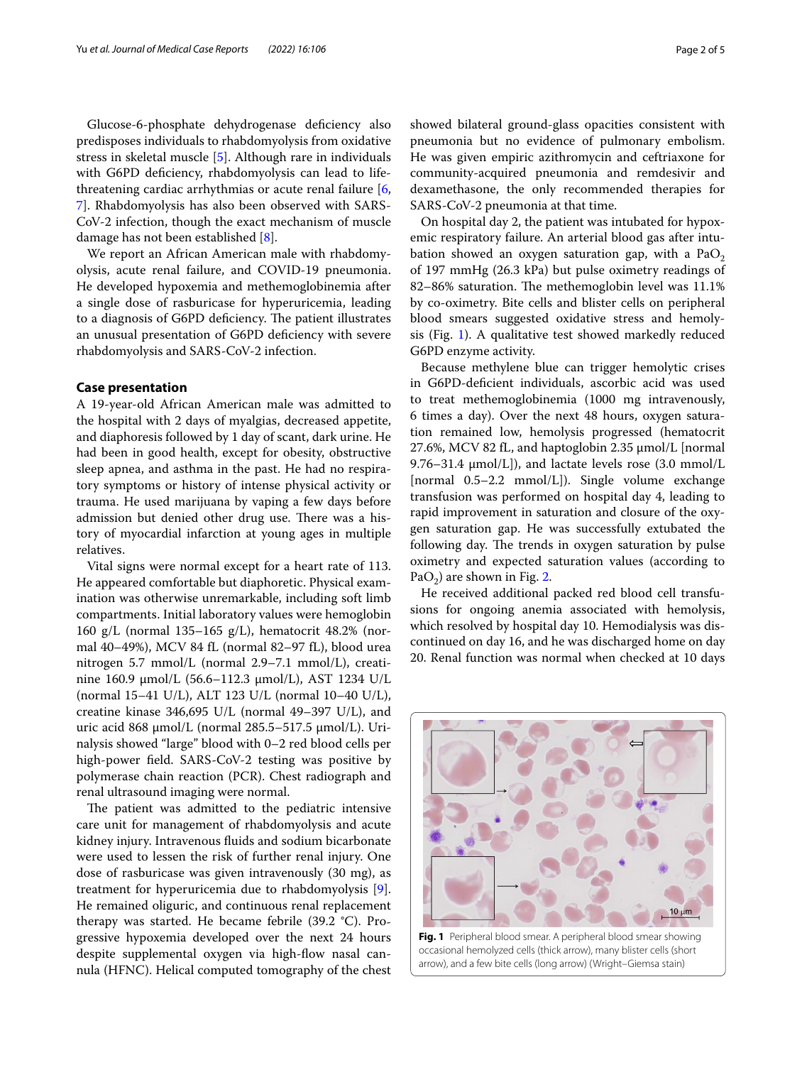Glucose-6-phosphate dehydrogenase deficiency also predisposes individuals to rhabdomyolysis from oxidative stress in skeletal muscle [5]. Although rare in individuals with G6PD deficiency, rhabdomyolysis can lead to life-threatening cardiac arrhythmias or acute renal failure [6, 7]. Rhabdomyolysis has also been observed with SARS-CoV-2 infection, though the exact mechanism of muscle damage has not been established [8].

We report an African American male with rhabdomyolysis, acute renal failure, and COVID-19 pneumonia. He developed hypoxemia and methemoglobinemia after a single dose of rasburicase for hyperuricemia, leading to a diagnosis of G6PD deficiency. The patient illustrates an unusual presentation of G6PD deficiency with severe rhabdomyolysis and SARS-CoV-2 infection.

## Case presentation

A 19-year-old African American male was admitted to the hospital with 2 days of myalgias, decreased appetite, and diaphoresis followed by 1 day of scant, dark urine. He had been in good health, except for obesity, obstructive sleep apnea, and asthma in the past. He had no respiratory symptoms or history of intense physical activity or trauma. He used marijuana by vaping a few days before admission but denied other drug use. There was a history of myocardial infarction at young ages in multiple relatives.

Vital signs were normal except for a heart rate of 113. He appeared comfortable but diaphoretic. Physical examination was otherwise unremarkable, including soft limb compartments. Initial laboratory values were hemoglobin 160 g/L (normal 135–165 g/L), hematocrit 48.2% (normal 40–49%), MCV 84 fL (normal 82–97 fL), blood urea nitrogen 5.7 mmol/L (normal 2.9–7.1 mmol/L), creatinine 160.9 μmol/L (56.6–112.3 μmol/L), AST 1234 U/L (normal 15–41 U/L), ALT 123 U/L (normal 10–40 U/L), creatine kinase 346,695 U/L (normal 49–397 U/L), and uric acid 868 μmol/L (normal 285.5–517.5 μmol/L). Urinalysis showed "large" blood with 0–2 red blood cells per high-power field. SARS-CoV-2 testing was positive by polymerase chain reaction (PCR). Chest radiograph and renal ultrasound imaging were normal.

The patient was admitted to the pediatric intensive care unit for management of rhabdomyolysis and acute kidney injury. Intravenous fluids and sodium bicarbonate were used to lessen the risk of further renal injury. One dose of rasburicase was given intravenously (30 mg), as treatment for hyperuricemia due to rhabdomyolysis [9]. He remained oliguric, and continuous renal replacement therapy was started. He became febrile (39.2 °C). Progressive hypoxemia developed over the next 24 hours despite supplemental oxygen via high-flow nasal cannula (HFNC). Helical computed tomography of the chest showed bilateral ground-glass opacities consistent with pneumonia but no evidence of pulmonary embolism. He was given empiric azithromycin and ceftriaxone for community-acquired pneumonia and remdesivir and dexamethasone, the only recommended therapies for SARS-CoV-2 pneumonia at that time.

On hospital day 2, the patient was intubated for hypoxemic respiratory failure. An arterial blood gas after intubation showed an oxygen saturation gap, with a $PaO_2$ of 197 mmHg (26.3 kPa) but pulse oximetry readings of 82–86% saturation. The methemoglobin level was 11.1% by co-oximetry. Bite cells and blister cells on peripheral blood smears suggested oxidative stress and hemolysis (Fig. 1). A qualitative test showed markedly reduced G6PD enzyme activity.

Because methylene blue can trigger hemolytic crises in G6PD-deficient individuals, ascorbic acid was used to treat methemoglobinemia (1000 mg intravenously, 6 times a day). Over the next 48 hours, oxygen saturation remained low, hemolysis progressed (hematocrit 27.6%, MCV 82 fL, and haptoglobin 2.35 μmol/L [normal 9.76–31.4 μmol/L]), and lactate levels rose (3.0 mmol/L [normal 0.5–2.2 mmol/L]). Single volume exchange transfusion was performed on hospital day 4, leading to rapid improvement in saturation and closure of the oxygen saturation gap. He was successfully extubated the following day. The trends in oxygen saturation by pulse oximetry and expected saturation values (according to $PaO_2$) are shown in Fig. 2.

He received additional packed red blood cell transfusions for ongoing anemia associated with hemolysis, which resolved by hospital day 10. Hemodialysis was discontinued on day 16, and he was discharged home on day 20. Renal function was normal when checked at 10 days

**Fig. 1** Peripheral blood smear. A peripheral blood smear showing occasional hemolyzed cells (thick arrow), many blister cells (short arrow), and a few bite cells (long arrow) (Wright–Giemsa stain)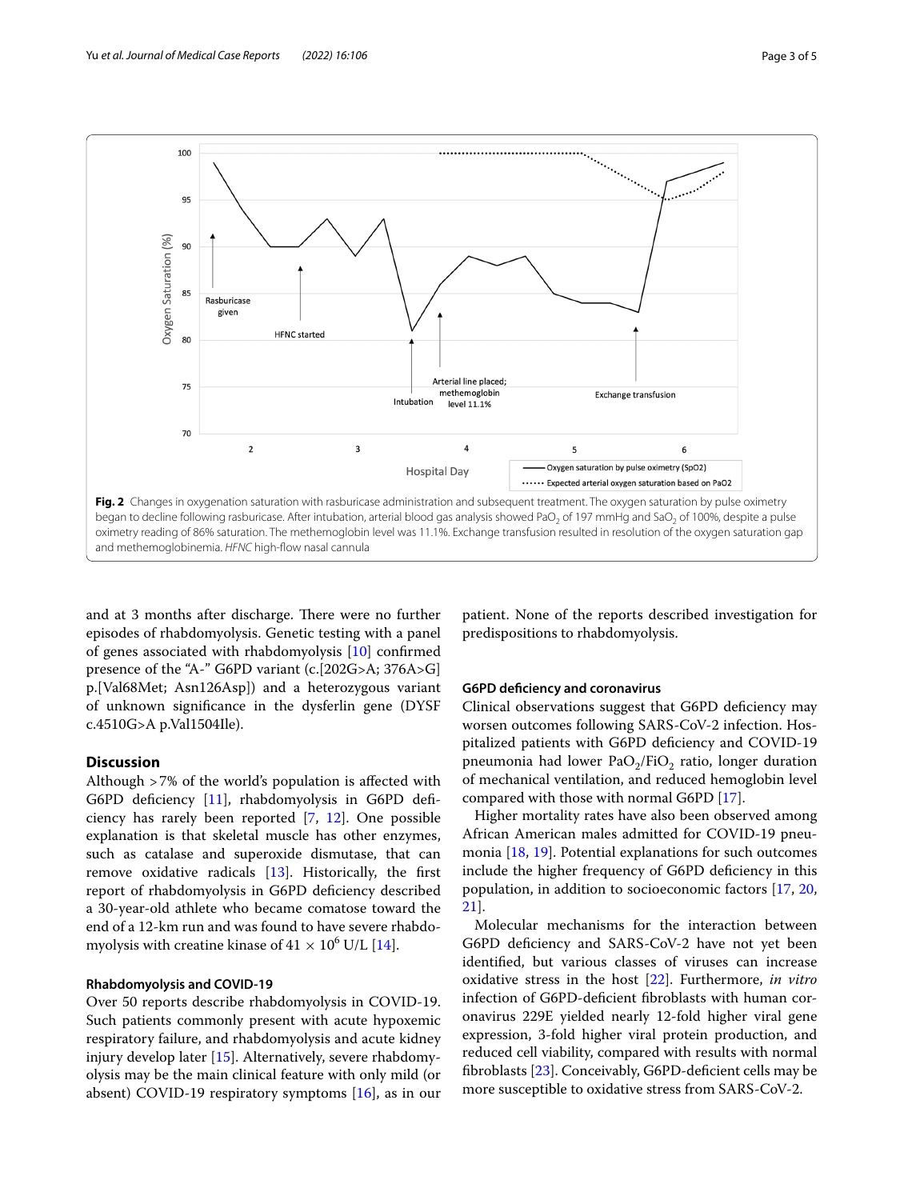Fig. 2 Changes in oxygenation saturation with rasburicase administration and subsequent treatment. The oxygen saturation by pulse oximetry began to decline following rasburicase. After intubation, arterial blood gas analysis showed $PaO_2$ of 197 mmHg and $SaO_2$ of 100%, despite a pulse oximetry reading of 86% saturation. The methemoglobin level was 11.1%. Exchange transfusion resulted in resolution of the oxygen saturation gap and methemoglobinemia. *HFNC* high-flow nasal cannula

and at 3 months after discharge. There were no further episodes of rhabdomyolysis. Genetic testing with a panel of genes associated with rhabdomyolysis [10] confirmed presence of the "A-" G6PD variant (c.[202G>A; 376A>G] p.[Val68Met; Asn126Asp]) and a heterozygous variant of unknown significance in the dysferlin gene (DYSF c.4510G>A p.Val1504Ile).

## Discussion

Although >7% of the world's population is affected with G6PD deficiency [11], rhabdomyolysis in G6PD deficiency has rarely been reported [7, 12]. One possible explanation is that skeletal muscle has other enzymes, such as catalase and superoxide dismutase, that can remove oxidative radicals [13]. Historically, the first report of rhabdomyolysis in G6PD deficiency described a 30-year-old athlete who became comatose toward the end of a 12-km run and was found to have severe rhabdomyolysis with creatine kinase of $41 \times 10^6$ U/L [14].

### Rhabdomyolysis and COVID-19

Over 50 reports describe rhabdomyolysis in COVID-19. Such patients commonly present with acute hypoxemic respiratory failure, and rhabdomyolysis and acute kidney injury develop later [15]. Alternatively, severe rhabdomyolysis may be the main clinical feature with only mild (or absent) COVID-19 respiratory symptoms [16], as in our patient. None of the reports described investigation for predispositions to rhabdomyolysis.

### G6PD deficiency and coronavirus

Clinical observations suggest that G6PD deficiency may worsen outcomes following SARS-CoV-2 infection. Hospitalized patients with G6PD deficiency and COVID-19 pneumonia had lower $PaO_2/FiO_2$ ratio, longer duration of mechanical ventilation, and reduced hemoglobin level compared with those with normal G6PD [17].

Higher mortality rates have also been observed among African American males admitted for COVID-19 pneumonia [18, 19]. Potential explanations for such outcomes include the higher frequency of G6PD deficiency in this population, in addition to socioeconomic factors [17, 20, 21].

Molecular mechanisms for the interaction between G6PD deficiency and SARS-CoV-2 have not yet been identified, but various classes of viruses can increase oxidative stress in the host [22]. Furthermore, *in vitro* infection of G6PD-deficient fibroblasts with human coronavirus 229E yielded nearly 12-fold higher viral gene expression, 3-fold higher viral protein production, and reduced cell viability, compared with results with normal fibroblasts [23]. Conceivably, G6PD-deficient cells may be more susceptible to oxidative stress from SARS-CoV-2.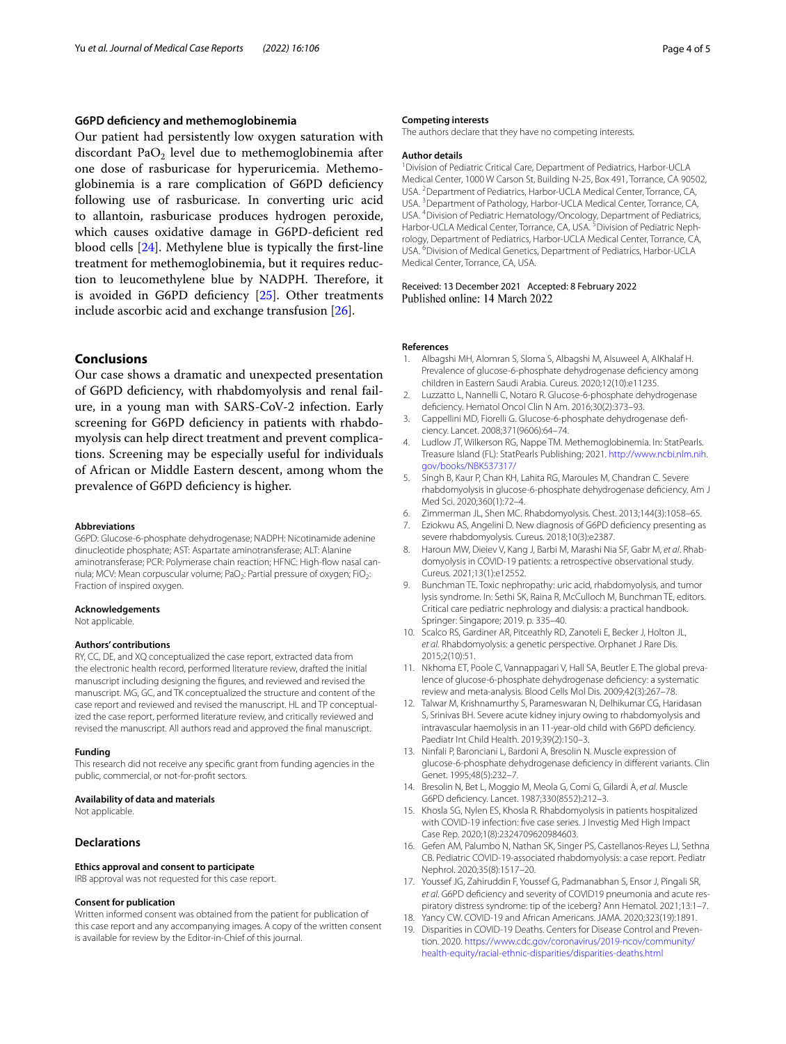### G6PD deficiency and methemoglobinemia

Our patient had persistently low oxygen saturation with discordant $PaO_2$ level due to methemoglobinemia after one dose of rasburicase for hyperuricemia. Methemoglobinemia is a rare complication of G6PD deficiency following use of rasburicase. In converting uric acid to allantoin, rasburicase produces hydrogen peroxide, which causes oxidative damage in G6PD-deficient red blood cells [24]. Methylene blue is typically the first-line treatment for methemoglobinemia, but it requires reduction to leucomethylene blue by NADPH. Therefore, it is avoided in G6PD deficiency [25]. Other treatments include ascorbic acid and exchange transfusion [26].

## Conclusions

Our case shows a dramatic and unexpected presentation of G6PD deficiency, with rhabdomyolysis and renal failure, in a young man with SARS-CoV-2 infection. Early screening for G6PD deficiency in patients with rhabdomyolysis can help direct treatment and prevent complications. Screening may be especially useful for individuals of African or Middle Eastern descent, among whom the prevalence of G6PD deficiency is higher.

#### Abbreviations

G6PD: Glucose-6-phosphate dehydrogenase; NADPH: Nicotinamide adenine dinucleotide phosphate; AST: Aspartate aminotransferase; ALT: Alanine aminotransferase; PCR: Polymerase chain reaction; HFNC: High-flow nasal cannula; MCV: Mean corpuscular volume; $PaO_2$: Partial pressure of oxygen; $FiO_2$: Fraction of inspired oxygen.

#### Acknowledgements

Not applicable.

#### Authors' contributions

RY, CC, DE, and XQ conceptualized the case report, extracted data from the electronic health record, performed literature review, drafted the initial manuscript including designing the figures, and reviewed and revised the manuscript. MG, GC, and TK conceptualized the structure and content of the case report and reviewed and revised the manuscript. HL and TP conceptualized the case report, performed literature review, and critically reviewed and revised the manuscript. All authors read and approved the final manuscript.

#### Funding

This research did not receive any specific grant from funding agencies in the public, commercial, or not-for-profit sectors.

#### Availability of data and materials

Not applicable.

### Declarations

#### Ethics approval and consent to participate

IRB approval was not requested for this case report.

#### Consent for publication

Written informed consent was obtained from the patient for publication of this case report and any accompanying images. A copy of the written consent is available for review by the Editor-in-Chief of this journal.

#### Competing interests

The authors declare that they have no competing interests.

#### Author details

[1] Division of Pediatric Critical Care, Department of Pediatrics, Harbor-UCLA Medical Center, 1000 W Carson St, Building N-25, Box 491, Torrance, CA 90502, USA. [2] Department of Pediatrics, Harbor-UCLA Medical Center, Torrance, CA, USA. [3] Department of Pathology, Harbor-UCLA Medical Center, Torrance, CA, USA. [4] Division of Pediatric Hematology/Oncology, Department of Pediatrics, Harbor-UCLA Medical Center, Torrance, CA, USA. [5] Division of Pediatric Nephrology, Department of Pediatrics, Harbor-UCLA Medical Center, Torrance, CA, USA. [6] Division of Medical Genetics, Department of Pediatrics, Harbor-UCLA Medical Center, Torrance, CA, USA.

Received: 13 December 2021 Accepted: 8 February 2022
Published online: 14 March 2022

#### References

1. Albagshi MH, Alomran S, Sloma S, Albagshi M, Alsuweel A, AlKhalaf H. Prevalence of glucose-6-phosphate dehydrogenase deficiency among children in Eastern Saudi Arabia. Cureus. 2020;12(10):e11235.
2. Luzzatto L, Nannelli C, Notaro R. Glucose-6-phosphate dehydrogenase deficiency. Hematol Oncol Clin N Am. 2016;30(2):373–93.
3. Cappellini MD, Fiorelli G. Glucose-6-phosphate dehydrogenase deficiency. Lancet. 2008;371(9606):64–74.
4. Ludlow JT, Wilkerson RG, Nappe TM. Methemoglobinemia. In: StatPearls. Treasure Island (FL): StatPearls Publishing; 2021. http://www.ncbi.nlm.nih.gov/books/NBK537317/
5. Singh B, Kaur P, Chan KH, Lahita RG, Maroules M, Chandran C. Severe rhabdomyolysis in glucose-6-phosphate dehydrogenase deficiency. Am J Med Sci. 2020;360(1):72–4.
6. Zimmerman JL, Shen MC. Rhabdomyolysis. Chest. 2013;144(3):1058–65.
7. Eziokwu AS, Angelini D. New diagnosis of G6PD deficiency presenting as severe rhabdomyolysis. Cureus. 2018;10(3):e2387.
8. Haroun MW, Dieiev V, Kang J, Barbi M, Marashi Nia SF, Gabr M, *et al*. Rhabdomyolysis in COVID-19 patients: a retrospective observational study. Cureus. 2021;13(1):e12552.
9. Bunchman TE. Toxic nephropathy: uric acid, rhabdomyolysis, and tumor lysis syndrome. In: Sethi SK, Raina R, McCulloch M, Bunchman TE, editors. Critical care pediatric nephrology and dialysis: a practical handbook. Springer: Singapore; 2019. p. 335–40.
10. Scalco RS, Gardiner AR, Pitceathly RD, Zanoteli E, Becker J, Holton JL, *et al*. Rhabdomyolysis: a genetic perspective. Orphanet J Rare Dis. 2015;2(10):51.
11. Nkhoma ET, Poole C, Vannappagari V, Hall SA, Beutler E. The global prevalence of glucose-6-phosphate dehydrogenase deficiency: a systematic review and meta-analysis. Blood Cells Mol Dis. 2009;42(3):267–78.
12. Talwar M, Krishnamurthy S, Parameswaran N, Delhikumar CG, Haridasan S, Srinivas BH. Severe acute kidney injury owing to rhabdomyolysis and intravascular haemolysis in an 11-year-old child with G6PD deficiency. Paediatr Int Child Health. 2019;39(2):150–3.
13. Ninfali P, Baronciani L, Bardoni A, Bresolin N. Muscle expression of glucose-6-phosphate dehydrogenase deficiency in different variants. Clin Genet. 1995;48(5):232–7.
14. Bresolin N, Bet L, Moggio M, Meola G, Comi G, Gilardi A, *et al*. Muscle G6PD deficiency. Lancet. 1987;330(8552):212–3.
15. Khosla SG, Nylen ES, Khosla R. Rhabdomyolysis in patients hospitalized with COVID-19 infection: five case series. J Investig Med High Impact Case Rep. 2020;1(8):2324709620984603.
16. Gefen AM, Palumbo N, Nathan SK, Singer PS, Castellanos-Reyes LJ, Sethna CB. Pediatric COVID-19-associated rhabdomyolysis: a case report. Pediatr Nephrol. 2020;35(8):1517–20.
17. Youssef JG, Zahiruddin F, Youssef G, Padmanabhan S, Ensor J, Pingali SR, *et al*. G6PD deficiency and severity of COVID19 pneumonia and acute respiratory distress syndrome: tip of the iceberg? Ann Hematol. 2021;13:1–7.
18. Yancy CW. COVID-19 and African Americans. JAMA. 2020;323(19):1891.
19. Disparities in COVID-19 Deaths. Centers for Disease Control and Prevention. 2020. https://www.cdc.gov/coronavirus/2019-ncov/community/health-equity/racial-ethnic-disparities/disparities-deaths.html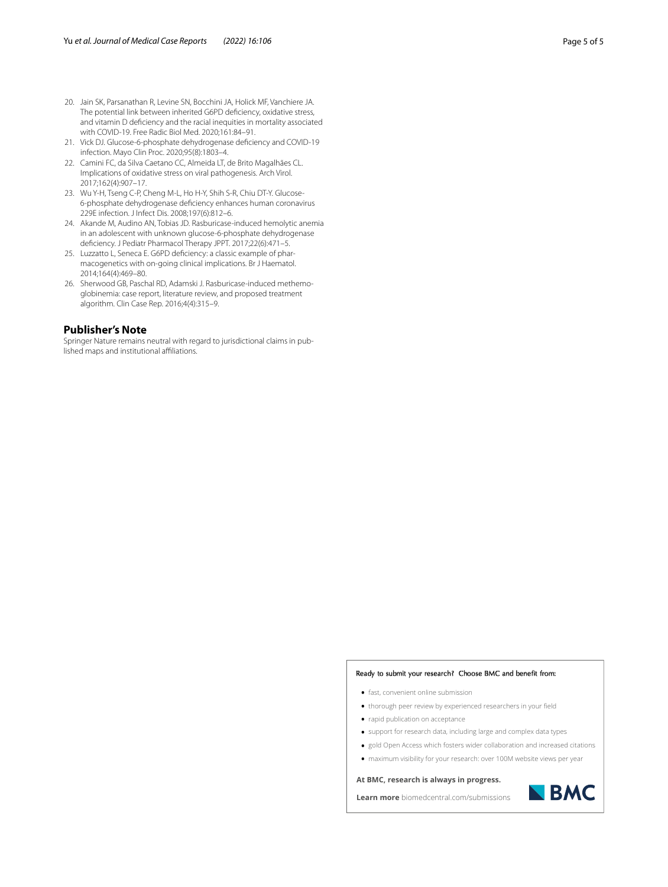20. Jain SK, Parsanathan R, Levine SN, Bocchini JA, Holick MF, Vanchiere JA. The potential link between inherited G6PD deficiency, oxidative stress, and vitamin D deficiency and the racial inequities in mortality associated with COVID-19. Free Radic Biol Med. 2020;161:84–91.
21. Vick DJ. Glucose-6-phosphate dehydrogenase deficiency and COVID-19 infection. Mayo Clin Proc. 2020;95(8):1803–4.
22. Camini FC, da Silva Caetano CC, Almeida LT, de Brito Magalhães CL. Implications of oxidative stress on viral pathogenesis. Arch Virol. 2017;162(4):907–17.
23. Wu Y-H, Tseng C-P, Cheng M-L, Ho H-Y, Shih S-R, Chiu DT-Y. Glucose-6-phosphate dehydrogenase deficiency enhances human coronavirus 229E infection. J Infect Dis. 2008;197(6):812–6.
24. Akande M, Audino AN, Tobias JD. Rasburicase-induced hemolytic anemia in an adolescent with unknown glucose-6-phosphate dehydrogenase deficiency. J Pediatr Pharmacol Therapy JPPT. 2017;22(6):471–5.
25. Luzzatto L, Seneca E. G6PD deficiency: a classic example of pharmacogenetics with on-going clinical implications. Br J Haematol. 2014;164(4):469–80.
26. Sherwood GB, Paschal RD, Adamski J. Rasburicase-induced methemoglobinemia: case report, literature review, and proposed treatment algorithm. Clin Case Rep. 2016;4(4):315–9.

## Publisher's Note

Springer Nature remains neutral with regard to jurisdictional claims in published maps and institutional affiliations.

Ready to submit your research? Choose BMC and benefit from:

- fast, convenient online submission
- thorough peer review by experienced researchers in your field
- rapid publication on acceptance
- support for research data, including large and complex data types
- gold Open Access which fosters wider collaboration and increased citations
- maximum visibility for your research: over 100M website views per year

**At BMC, research is always in progress.**

**Learn more** biomedcentral.com/submissions

BMC